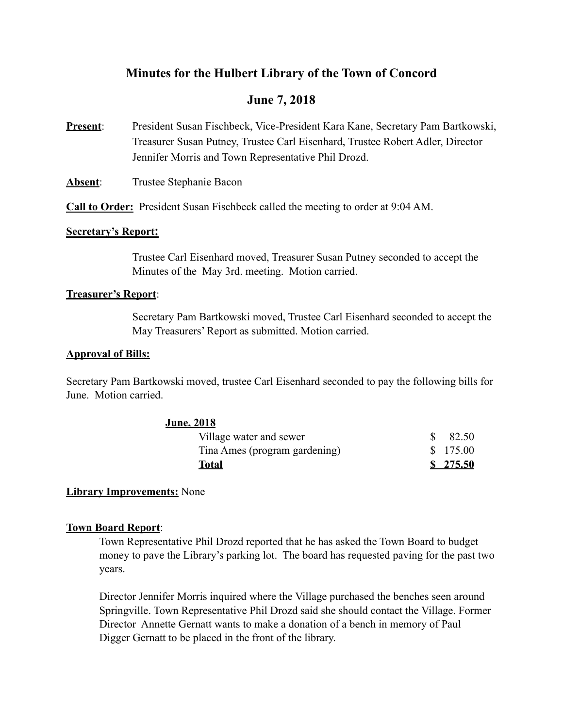# Minutes for the Hulbert Library of the Town of Concord

## June 7, 2018

**Present**: President Susan Fischbeck, Vice-President Kara Kane, Secretary Pam Bartkowski, Treasurer Susan Putney, Trustee Carl Eisenhard, Trustee Robert Adler, Director Jennifer Morris and Town Representative Phil Drozd.

**Absent**: Trustee Stephanie Bacon

**Call to Order:** President Susan Fischbeck called the meeting to order at 9:04 AM.

**Secretary's Report:**

Trustee Carl Eisenhard moved, Treasurer Susan Putney seconded to accept the Minutes of the May 3rd. meeting. Motion carried.

**Treasurer's Report**:

Secretary Pam Bartkowski moved, Trustee Carl Eisenhard seconded to accept the May Treasurers' Report as submitted. Motion carried.

**Approval of Bills:**

Secretary Pam Bartkowski moved, trustee Carl Eisenhard seconded to pay the following bills for June. Motion carried.

| **June, 2018** | |
|---|---|
| Village water and sewer | $ 82.50 |
| Tina Ames (program gardening) | $ 175.00 |
| **Total** | **$ 275.50** |

**Library Improvements:** None

**Town Board Report**:

Town Representative Phil Drozd reported that he has asked the Town Board to budget money to pave the Library's parking lot. The board has requested paving for the past two years.

Director Jennifer Morris inquired where the Village purchased the benches seen around Springville. Town Representative Phil Drozd said she should contact the Village. Former Director Annette Gernatt wants to make a donation of a bench in memory of Paul Digger Gernatt to be placed in the front of the library.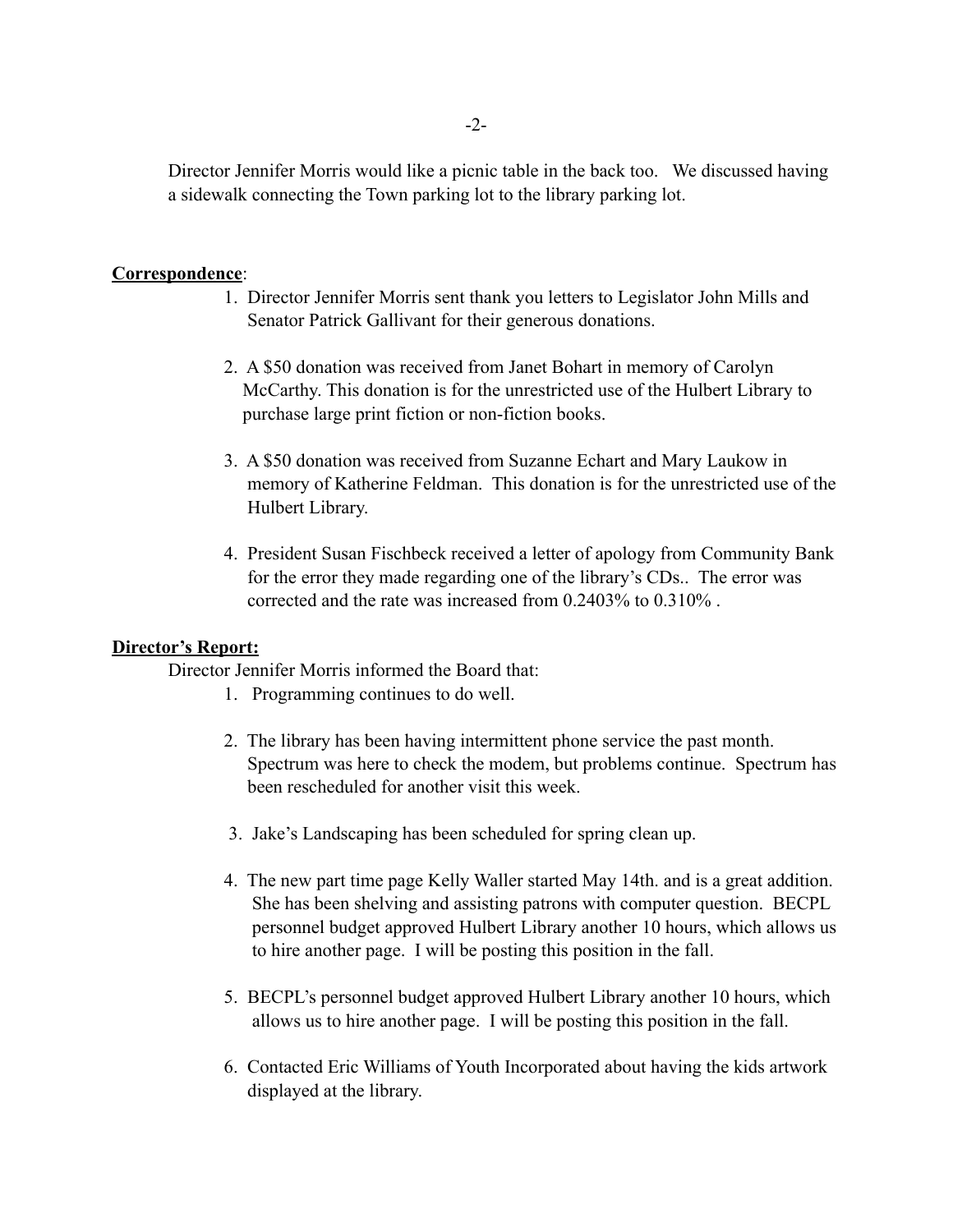Director Jennifer Morris would like a picnic table in the back too. We discussed having a sidewalk connecting the Town parking lot to the library parking lot.

**Correspondence**:

1. Director Jennifer Morris sent thank you letters to Legislator John Mills and Senator Patrick Gallivant for their generous donations.

2. A $50 donation was received from Janet Bohart in memory of Carolyn McCarthy. This donation is for the unrestricted use of the Hulbert Library to purchase large print fiction or non-fiction books.

3. A $50 donation was received from Suzanne Echart and Mary Laukow in memory of Katherine Feldman. This donation is for the unrestricted use of the Hulbert Library.

4. President Susan Fischbeck received a letter of apology from Community Bank for the error they made regarding one of the library's CDs.. The error was corrected and the rate was increased from 0.2403% to 0.310% .

**Director's Report:**

Director Jennifer Morris informed the Board that:

1. Programming continues to do well.

2. The library has been having intermittent phone service the past month. Spectrum was here to check the modem, but problems continue. Spectrum has been rescheduled for another visit this week.

3. Jake's Landscaping has been scheduled for spring clean up.

4. The new part time page Kelly Waller started May 14th. and is a great addition. She has been shelving and assisting patrons with computer question. BECPL personnel budget approved Hulbert Library another 10 hours, which allows us to hire another page. I will be posting this position in the fall.

5. BECPL's personnel budget approved Hulbert Library another 10 hours, which allows us to hire another page. I will be posting this position in the fall.

6. Contacted Eric Williams of Youth Incorporated about having the kids artwork displayed at the library.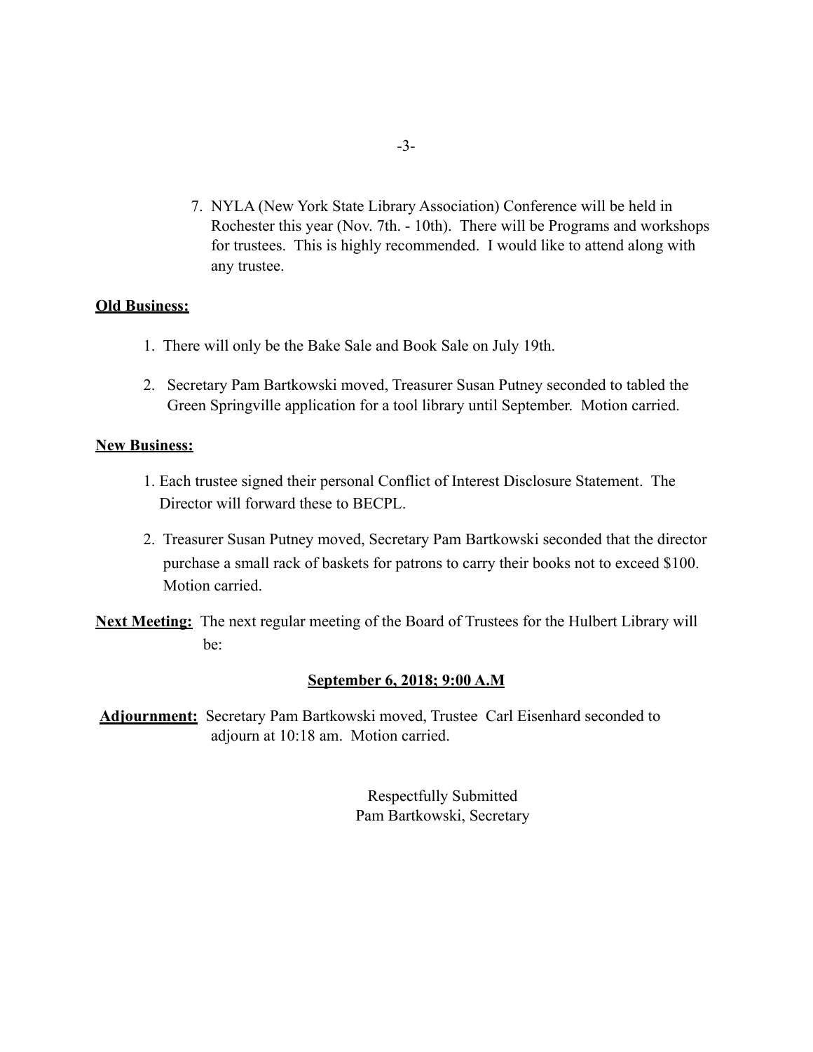7. NYLA (New York State Library Association) Conference will be held in Rochester this year (Nov. 7th. - 10th). There will be Programs and workshops for trustees. This is highly recommended. I would like to attend along with any trustee.

**Old Business:**

1. There will only be the Bake Sale and Book Sale on July 19th.
2. Secretary Pam Bartkowski moved, Treasurer Susan Putney seconded to tabled the Green Springville application for a tool library until September. Motion carried.

**New Business:**

1. Each trustee signed their personal Conflict of Interest Disclosure Statement. The Director will forward these to BECPL.
2. Treasurer Susan Putney moved, Secretary Pam Bartkowski seconded that the director purchase a small rack of baskets for patrons to carry their books not to exceed $100. Motion carried.

**Next Meeting:** The next regular meeting of the Board of Trustees for the Hulbert Library will be:

**September 6, 2018; 9:00 A.M**

**Adjournment:** Secretary Pam Bartkowski moved, Trustee Carl Eisenhard seconded to adjourn at 10:18 am. Motion carried.

Respectfully Submitted
Pam Bartkowski, Secretary